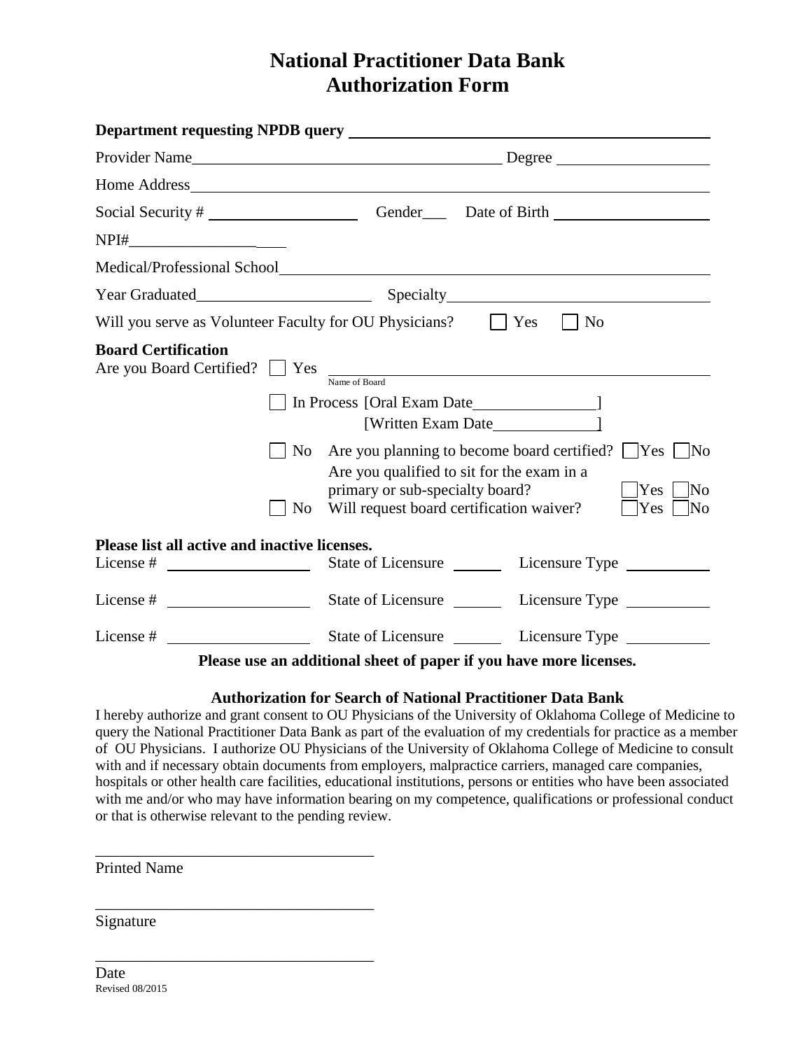# National Practitioner Data Bank
# Authorization Form

**Department requesting NPDB query** ___________________________________________

Provider Name______________________________________ Degree ________________

Home Address_____________________________________________________________

Social Security # __________________ Gender___ Date of Birth ___________________

NPI#_________________

Medical/Professional School__________________________________________________

Year Graduated______________________ Specialty_______________________________

Will you serve as Volunteer Faculty for OU Physicians? ☐ Yes ☐ No

**Board Certification**

Are you Board Certified? ☐ Yes ____________________________________________
Name of Board

☐ In Process [Oral Exam Date_______________]
[Written Exam Date_____________]

☐ No Are you planning to become board certified? ☐Yes ☐No
Are you qualified to sit for the exam in a primary or sub-specialty board? ☐Yes ☐No

☐ No Will request board certification waiver? ☐Yes ☐No

**Please list all active and inactive licenses.**

License # _________________ State of Licensure ______ Licensure Type __________

License # _________________ State of Licensure ______ Licensure Type __________

License # _________________ State of Licensure ______ Licensure Type __________

**Please use an additional sheet of paper if you have more licenses.**

**Authorization for Search of National Practitioner Data Bank**

I hereby authorize and grant consent to OU Physicians of the University of Oklahoma College of Medicine to query the National Practitioner Data Bank as part of the evaluation of my credentials for practice as a member of OU Physicians. I authorize OU Physicians of the University of Oklahoma College of Medicine to consult with and if necessary obtain documents from employers, malpractice carriers, managed care companies, hospitals or other health care facilities, educational institutions, persons or entities who have been associated with me and/or who may have information bearing on my competence, qualifications or professional conduct or that is otherwise relevant to the pending review.

___________________________________
Printed Name

___________________________________
Signature

___________________________________
Date

Revised 08/2015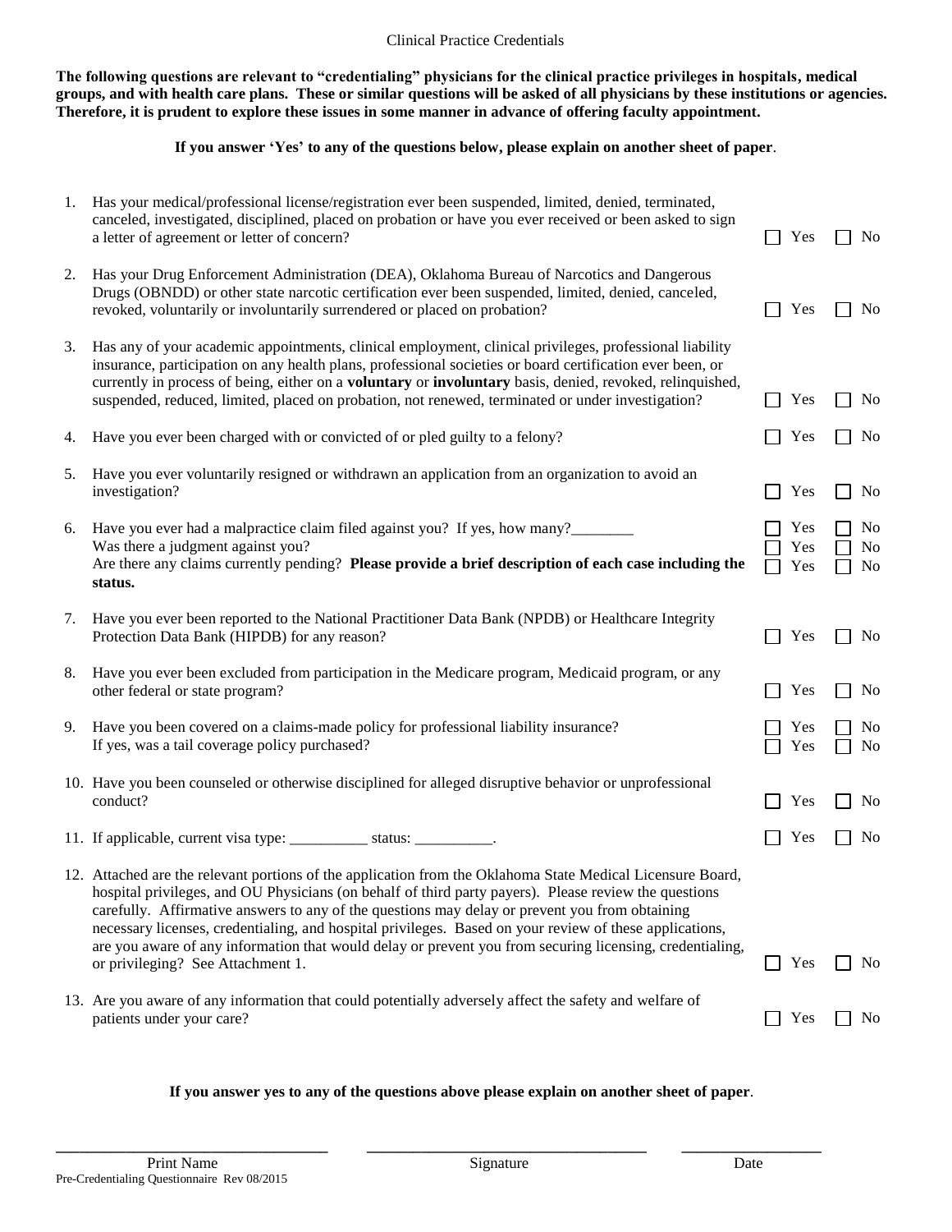Clinical Practice Credentials

**The following questions are relevant to "credentialing" physicians for the clinical practice privileges in hospitals, medical groups, and with health care plans. These or similar questions will be asked of all physicians by these institutions or agencies. Therefore, it is prudent to explore these issues in some manner in advance of offering faculty appointment.**

**If you answer 'Yes' to any of the questions below, please explain on another sheet of paper**.

| | Question | Yes | No |
|---|---|---|---|
| 1. | Has your medical/professional license/registration ever been suspended, limited, denied, terminated, canceled, investigated, disciplined, placed on probation or have you ever received or been asked to sign a letter of agreement or letter of concern? | ☐ Yes | ☐ No |
| 2. | Has your Drug Enforcement Administration (DEA), Oklahoma Bureau of Narcotics and Dangerous Drugs (OBNDD) or other state narcotic certification ever been suspended, limited, denied, canceled, revoked, voluntarily or involuntarily surrendered or placed on probation? | ☐ Yes | ☐ No |
| 3. | Has any of your academic appointments, clinical employment, clinical privileges, professional liability insurance, participation on any health plans, professional societies or board certification ever been, or currently in process of being, either on a **voluntary** or **involuntary** basis, denied, revoked, relinquished, suspended, reduced, limited, placed on probation, not renewed, terminated or under investigation? | ☐ Yes | ☐ No |
| 4. | Have you ever been charged with or convicted of or pled guilty to a felony? | ☐ Yes | ☐ No |
| 5. | Have you ever voluntarily resigned or withdrawn an application from an organization to avoid an investigation? | ☐ Yes | ☐ No |
| 6. | Have you ever had a malpractice claim filed against you? If yes, how many?________ | ☐ Yes | ☐ No |
| | Was there a judgment against you? | ☐ Yes | ☐ No |
| | Are there any claims currently pending? **Please provide a brief description of each case including the status.** | ☐ Yes | ☐ No |
| 7. | Have you ever been reported to the National Practitioner Data Bank (NPDB) or Healthcare Integrity Protection Data Bank (HIPDB) for any reason? | ☐ Yes | ☐ No |
| 8. | Have you ever been excluded from participation in the Medicare program, Medicaid program, or any other federal or state program? | ☐ Yes | ☐ No |
| 9. | Have you been covered on a claims-made policy for professional liability insurance? | ☐ Yes | ☐ No |
| | If yes, was a tail coverage policy purchased? | ☐ Yes | ☐ No |
| 10. | Have you been counseled or otherwise disciplined for alleged disruptive behavior or unprofessional conduct? | ☐ Yes | ☐ No |
| 11. | If applicable, current visa type: __________ status: __________. | ☐ Yes | ☐ No |
| 12. | Attached are the relevant portions of the application from the Oklahoma State Medical Licensure Board, hospital privileges, and OU Physicians (on behalf of third party payers). Please review the questions carefully. Affirmative answers to any of the questions may delay or prevent you from obtaining necessary licenses, credentialing, and hospital privileges. Based on your review of these applications, are you aware of any information that would delay or prevent you from securing licensing, credentialing, or privileging? See Attachment 1. | ☐ Yes | ☐ No |
| 13. | Are you aware of any information that could potentially adversely affect the safety and welfare of patients under your care? | ☐ Yes | ☐ No |

**If you answer yes to any of the questions above please explain on another sheet of paper**.

_______________________________ _______________________________ _______________

Print Name Signature Date

Pre-Credentialing Questionnaire Rev 08/2015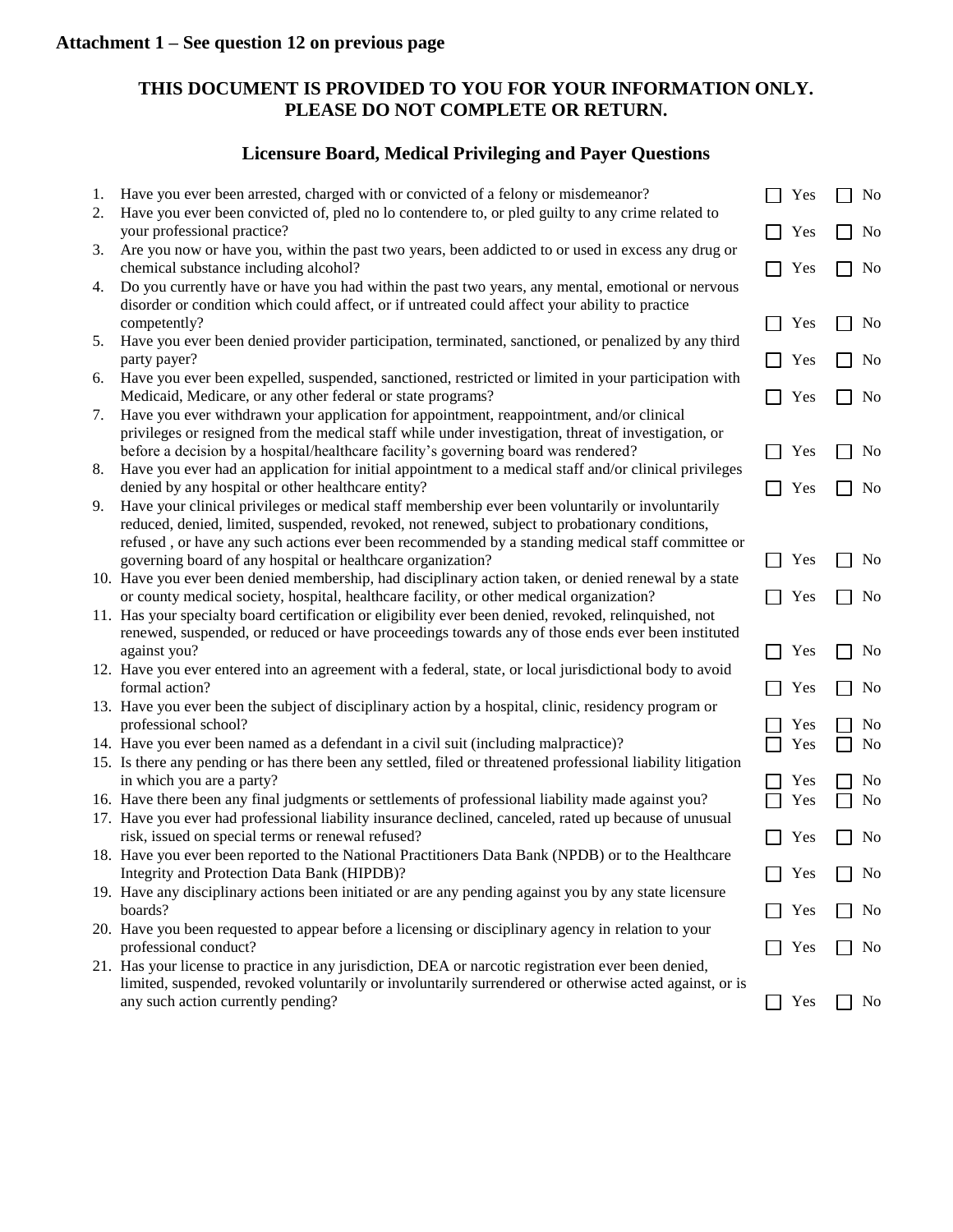**Attachment 1 – See question 12 on previous page**

## THIS DOCUMENT IS PROVIDED TO YOU FOR YOUR INFORMATION ONLY. PLEASE DO NOT COMPLETE OR RETURN.

### Licensure Board, Medical Privileging and Payer Questions

1. Have you ever been arrested, charged with or convicted of a felony or misdemeanor? ☐ Yes ☐ No
2. Have you ever been convicted of, pled no lo contendere to, or pled guilty to any crime related to your professional practice? ☐ Yes ☐ No
3. Are you now or have you, within the past two years, been addicted to or used in excess any drug or chemical substance including alcohol? ☐ Yes ☐ No
4. Do you currently have or have you had within the past two years, any mental, emotional or nervous disorder or condition which could affect, or if untreated could affect your ability to practice competently? ☐ Yes ☐ No
5. Have you ever been denied provider participation, terminated, sanctioned, or penalized by any third party payer? ☐ Yes ☐ No
6. Have you ever been expelled, suspended, sanctioned, restricted or limited in your participation with Medicaid, Medicare, or any other federal or state programs? ☐ Yes ☐ No
7. Have you ever withdrawn your application for appointment, reappointment, and/or clinical privileges or resigned from the medical staff while under investigation, threat of investigation, or before a decision by a hospital/healthcare facility's governing board was rendered? ☐ Yes ☐ No
8. Have you ever had an application for initial appointment to a medical staff and/or clinical privileges denied by any hospital or other healthcare entity? ☐ Yes ☐ No
9. Have your clinical privileges or medical staff membership ever been voluntarily or involuntarily reduced, denied, limited, suspended, revoked, not renewed, subject to probationary conditions, refused , or have any such actions ever been recommended by a standing medical staff committee or governing board of any hospital or healthcare organization? ☐ Yes ☐ No
10. Have you ever been denied membership, had disciplinary action taken, or denied renewal by a state or county medical society, hospital, healthcare facility, or other medical organization? ☐ Yes ☐ No
11. Has your specialty board certification or eligibility ever been denied, revoked, relinquished, not renewed, suspended, or reduced or have proceedings towards any of those ends ever been instituted against you? ☐ Yes ☐ No
12. Have you ever entered into an agreement with a federal, state, or local jurisdictional body to avoid formal action? ☐ Yes ☐ No
13. Have you ever been the subject of disciplinary action by a hospital, clinic, residency program or professional school? ☐ Yes ☐ No
14. Have you ever been named as a defendant in a civil suit (including malpractice)? ☐ Yes ☐ No
15. Is there any pending or has there been any settled, filed or threatened professional liability litigation in which you are a party? ☐ Yes ☐ No
16. Have there been any final judgments or settlements of professional liability made against you? ☐ Yes ☐ No
17. Have you ever had professional liability insurance declined, canceled, rated up because of unusual risk, issued on special terms or renewal refused? ☐ Yes ☐ No
18. Have you ever been reported to the National Practitioners Data Bank (NPDB) or to the Healthcare Integrity and Protection Data Bank (HIPDB)? ☐ Yes ☐ No
19. Have any disciplinary actions been initiated or are any pending against you by any state licensure boards? ☐ Yes ☐ No
20. Have you been requested to appear before a licensing or disciplinary agency in relation to your professional conduct? ☐ Yes ☐ No
21. Has your license to practice in any jurisdiction, DEA or narcotic registration ever been denied, limited, suspended, revoked voluntarily or involuntarily surrendered or otherwise acted against, or is any such action currently pending? ☐ Yes ☐ No